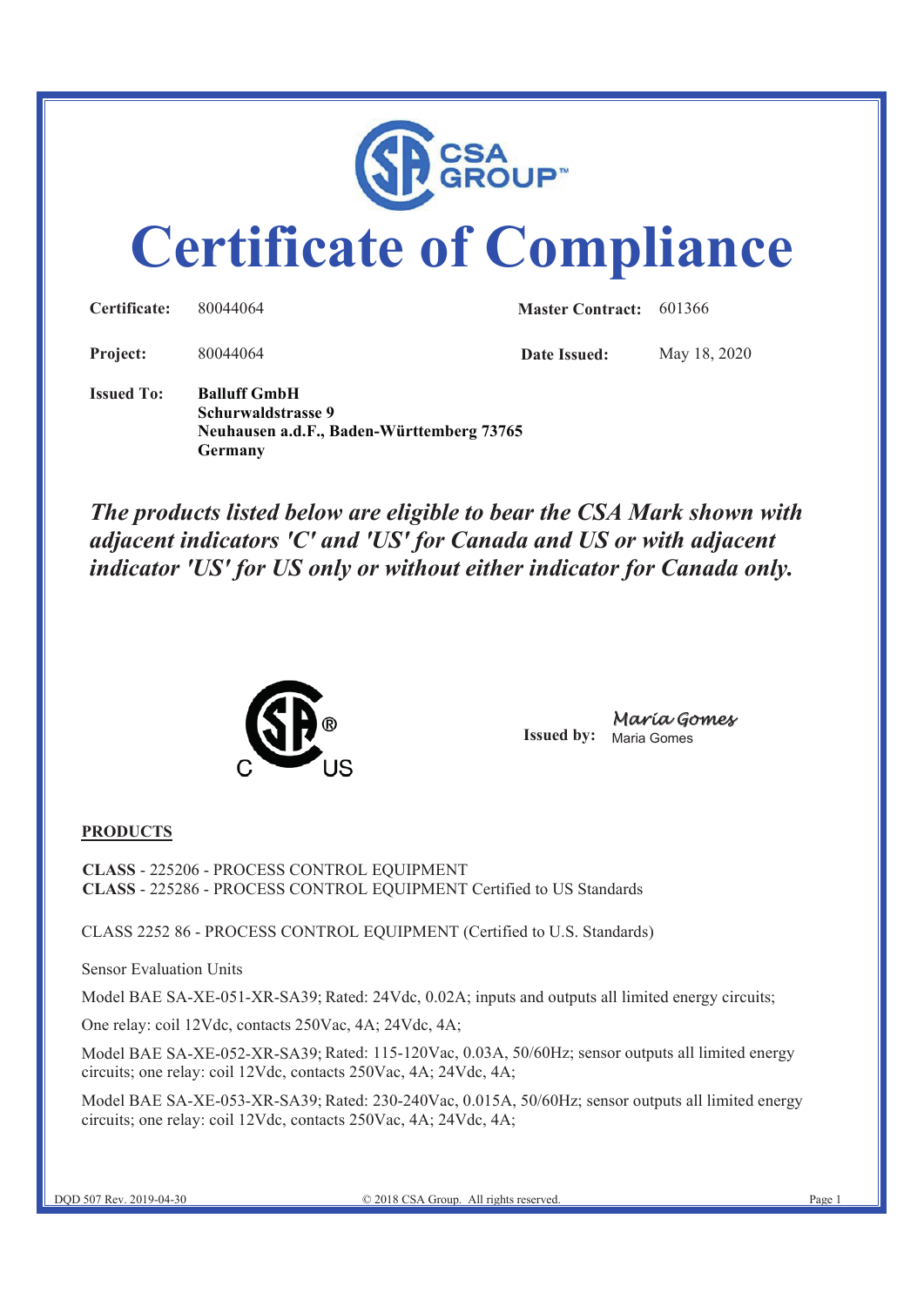CSA GROUP™

# Certificate of Compliance

| | | | |
|---|---|---|---|
| **Certificate:** | 80044064 | **Master Contract:** | 601366 |
| **Project:** | 80044064 | **Date Issued:** | May 18, 2020 |

**Issued To:** **Balluff GmbH**
**Schurwaldstrasse 9**
**Neuhausen a.d.F., Baden-Württemberg 73765**
**Germany**

***The products listed below are eligible to bear the CSA Mark shown with adjacent indicators 'C' and 'US' for Canada and US or with adjacent indicator 'US' for US only or without either indicator for Canada only.***

**Issued by:** *Maria Gomes*
Maria Gomes

**PRODUCTS**

**CLASS** - 225206 - PROCESS CONTROL EQUIPMENT
**CLASS** - 225286 - PROCESS CONTROL EQUIPMENT Certified to US Standards

CLASS 2252 86 - PROCESS CONTROL EQUIPMENT (Certified to U.S. Standards)

Sensor Evaluation Units

Model BAE SA-XE-051-XR-SA39; Rated: 24Vdc, 0.02A; inputs and outputs all limited energy circuits;

One relay: coil 12Vdc, contacts 250Vac, 4A; 24Vdc, 4A;

Model BAE SA-XE-052-XR-SA39; Rated: 115-120Vac, 0.03A, 50/60Hz; sensor outputs all limited energy circuits; one relay: coil 12Vdc, contacts 250Vac, 4A; 24Vdc, 4A;

Model BAE SA-XE-053-XR-SA39; Rated: 230-240Vac, 0.015A, 50/60Hz; sensor outputs all limited energy circuits; one relay: coil 12Vdc, contacts 250Vac, 4A; 24Vdc, 4A;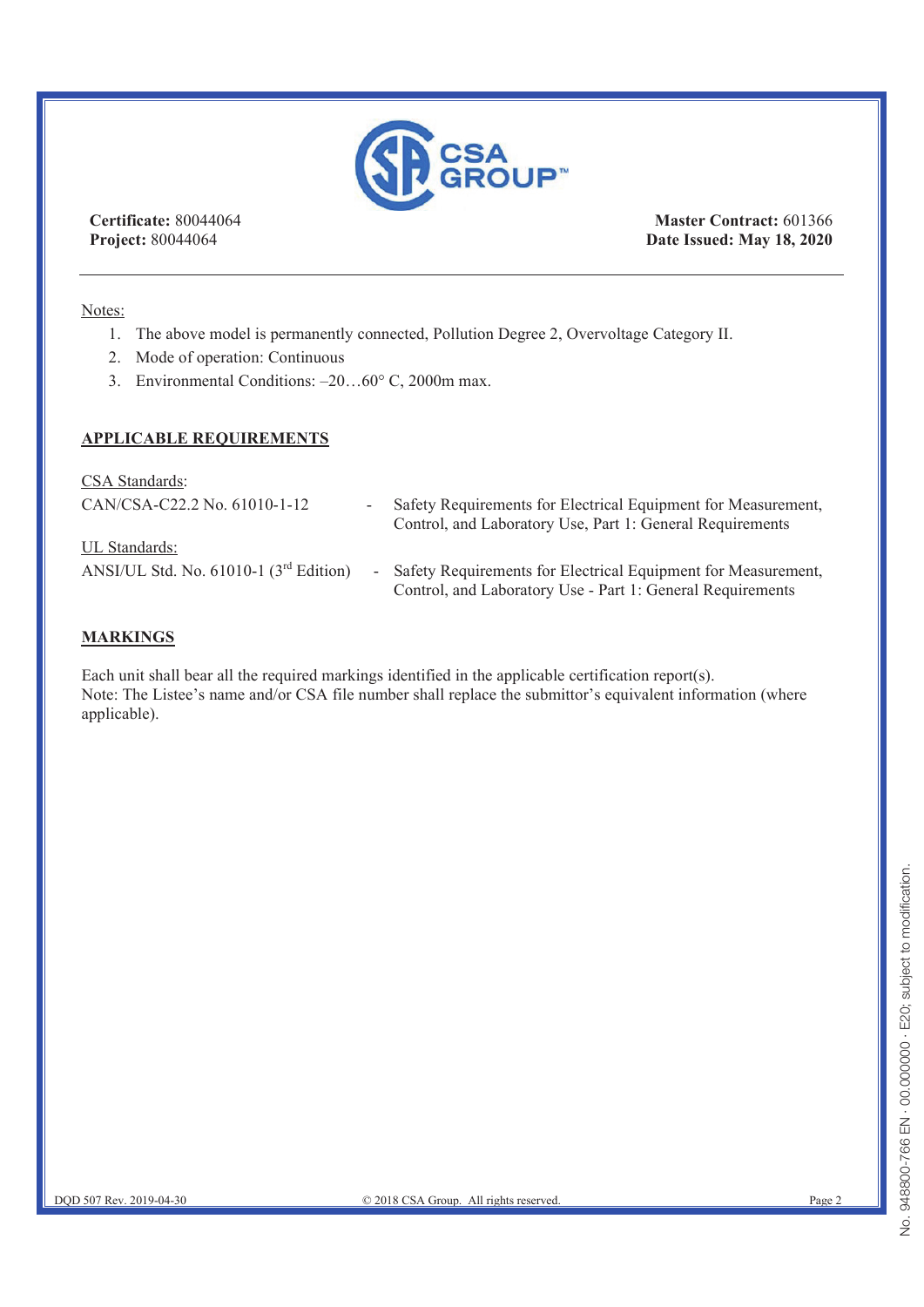**Certificate:** 80044064
**Project:** 80044064

**Master Contract:** 601366
**Date Issued: May 18, 2020**

Notes:

1. The above model is permanently connected, Pollution Degree 2, Overvoltage Category II.
2. Mode of operation: Continuous
3. Environmental Conditions: –20…60° C, 2000m max.

## APPLICABLE REQUIREMENTS

CSA Standards:

CAN/CSA-C22.2 No. 61010-1-12 - Safety Requirements for Electrical Equipment for Measurement, Control, and Laboratory Use, Part 1: General Requirements

UL Standards:

ANSI/UL Std. No. 61010-1 (3rd Edition) - Safety Requirements for Electrical Equipment for Measurement, Control, and Laboratory Use - Part 1: General Requirements

## MARKINGS

Each unit shall bear all the required markings identified in the applicable certification report(s).
Note: The Listee's name and/or CSA file number shall replace the submittor's equivalent information (where applicable).